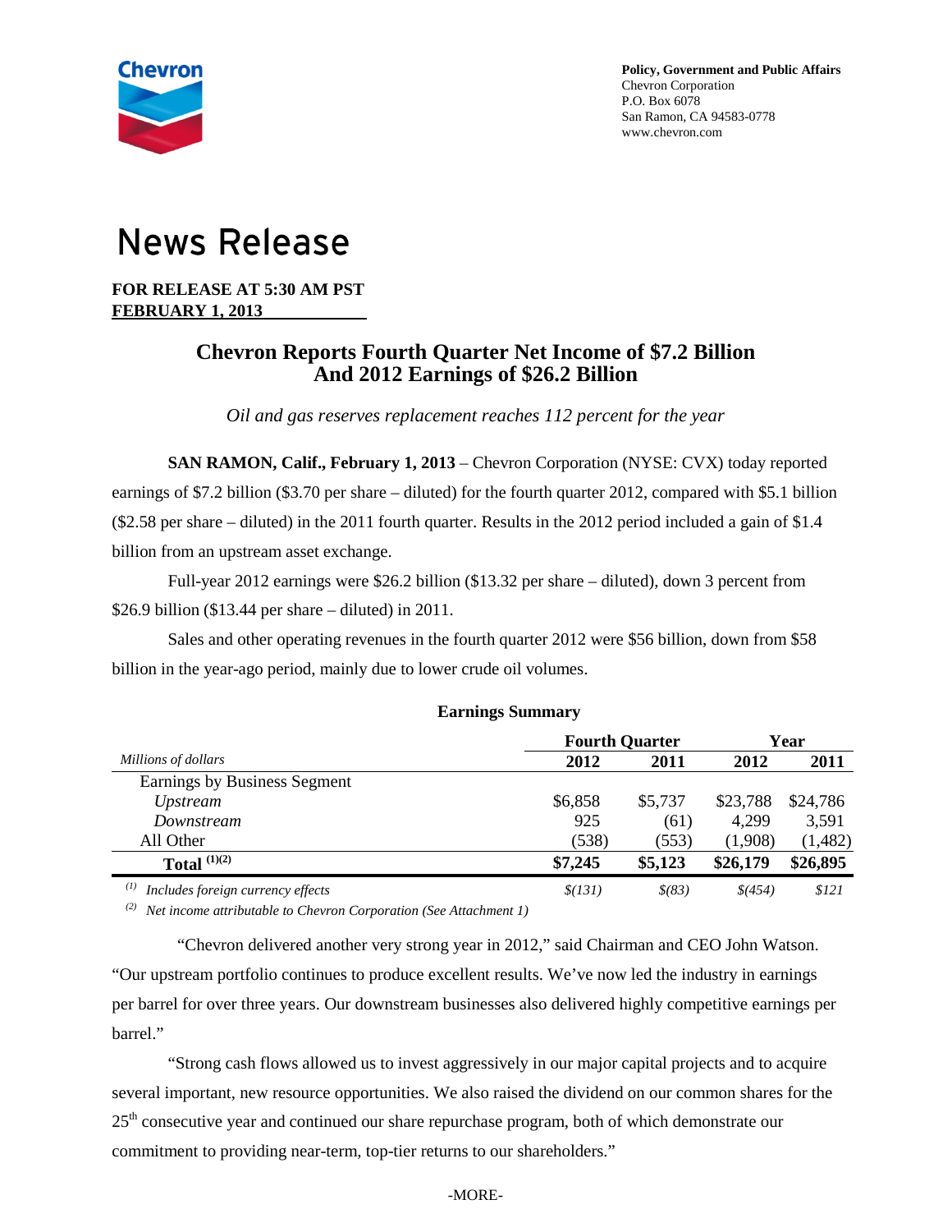Policy, Government and Public Affairs
Chevron Corporation
P.O. Box 6078
San Ramon, CA 94583-0778
www.chevron.com

# News Release

**FOR RELEASE AT 5:30 AM PST**
**FEBRUARY 1, 2013**

## Chevron Reports Fourth Quarter Net Income of $7.2 Billion And 2012 Earnings of $26.2 Billion

*Oil and gas reserves replacement reaches 112 percent for the year*

**SAN RAMON, Calif., February 1, 2013** – Chevron Corporation (NYSE: CVX) today reported earnings of $7.2 billion ($3.70 per share – diluted) for the fourth quarter 2012, compared with $5.1 billion ($2.58 per share – diluted) in the 2011 fourth quarter. Results in the 2012 period included a gain of $1.4 billion from an upstream asset exchange.

Full-year 2012 earnings were $26.2 billion ($13.32 per share – diluted), down 3 percent from $26.9 billion ($13.44 per share – diluted) in 2011.

Sales and other operating revenues in the fourth quarter 2012 were $56 billion, down from $58 billion in the year-ago period, mainly due to lower crude oil volumes.

**Earnings Summary**

| | Fourth Quarter | | Year | |
|---|---|---|---|---|
| *Millions of dollars* | **2012** | **2011** | **2012** | **2011** |
| Earnings by Business Segment | | | | |
| *Upstream* | $6,858 | $5,737 | $23,788 | $24,786 |
| *Downstream* | 925 | (61) | 4,299 | 3,591 |
| All Other | (538) | (553) | (1,908) | (1,482) |
| **Total [(1)(2)]** | **$7,245** | **$5,123** | **$26,179** | **$26,895** |
| [(1)] *Includes foreign currency effects* | *$(131)* | *$(83)* | *$(454)* | *$121* |

[(2)] *Net income attributable to Chevron Corporation (See Attachment 1)*

"Chevron delivered another very strong year in 2012," said Chairman and CEO John Watson. "Our upstream portfolio continues to produce excellent results. We've now led the industry in earnings per barrel for over three years. Our downstream businesses also delivered highly competitive earnings per barrel."

"Strong cash flows allowed us to invest aggressively in our major capital projects and to acquire several important, new resource opportunities. We also raised the dividend on our common shares for the 25th consecutive year and continued our share repurchase program, both of which demonstrate our commitment to providing near-term, top-tier returns to our shareholders."

-MORE-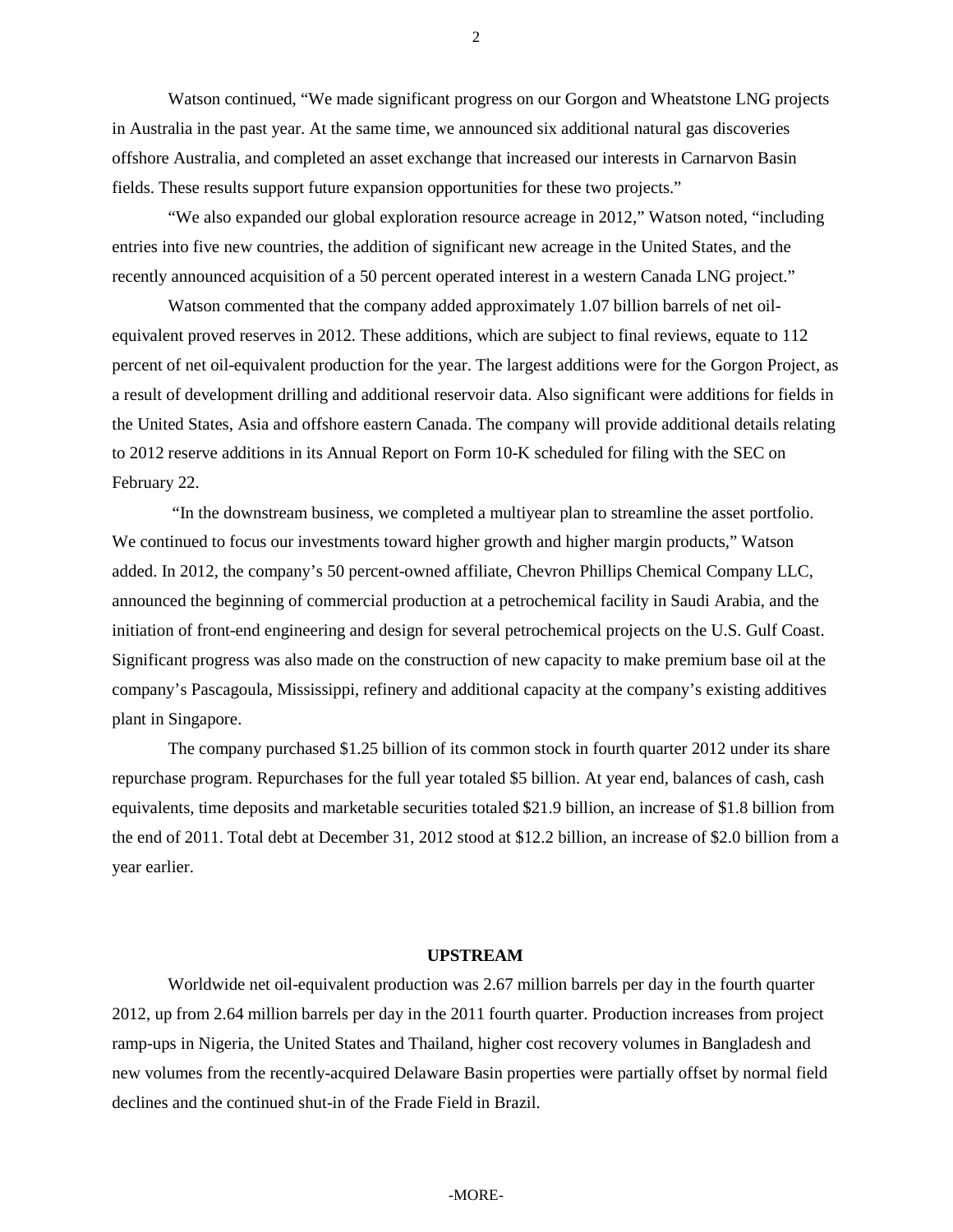Watson continued, "We made significant progress on our Gorgon and Wheatstone LNG projects in Australia in the past year. At the same time, we announced six additional natural gas discoveries offshore Australia, and completed an asset exchange that increased our interests in Carnarvon Basin fields. These results support future expansion opportunities for these two projects."

"We also expanded our global exploration resource acreage in 2012," Watson noted, "including entries into five new countries, the addition of significant new acreage in the United States, and the recently announced acquisition of a 50 percent operated interest in a western Canada LNG project."

Watson commented that the company added approximately 1.07 billion barrels of net oil-equivalent proved reserves in 2012. These additions, which are subject to final reviews, equate to 112 percent of net oil-equivalent production for the year. The largest additions were for the Gorgon Project, as a result of development drilling and additional reservoir data. Also significant were additions for fields in the United States, Asia and offshore eastern Canada. The company will provide additional details relating to 2012 reserve additions in its Annual Report on Form 10-K scheduled for filing with the SEC on February 22.

"In the downstream business, we completed a multiyear plan to streamline the asset portfolio. We continued to focus our investments toward higher growth and higher margin products," Watson added. In 2012, the company's 50 percent-owned affiliate, Chevron Phillips Chemical Company LLC, announced the beginning of commercial production at a petrochemical facility in Saudi Arabia, and the initiation of front-end engineering and design for several petrochemical projects on the U.S. Gulf Coast. Significant progress was also made on the construction of new capacity to make premium base oil at the company's Pascagoula, Mississippi, refinery and additional capacity at the company's existing additives plant in Singapore.

The company purchased $1.25 billion of its common stock in fourth quarter 2012 under its share repurchase program. Repurchases for the full year totaled $5 billion. At year end, balances of cash, cash equivalents, time deposits and marketable securities totaled $21.9 billion, an increase of $1.8 billion from the end of 2011. Total debt at December 31, 2012 stood at $12.2 billion, an increase of $2.0 billion from a year earlier.

## UPSTREAM

Worldwide net oil-equivalent production was 2.67 million barrels per day in the fourth quarter 2012, up from 2.64 million barrels per day in the 2011 fourth quarter. Production increases from project ramp-ups in Nigeria, the United States and Thailand, higher cost recovery volumes in Bangladesh and new volumes from the recently-acquired Delaware Basin properties were partially offset by normal field declines and the continued shut-in of the Frade Field in Brazil.

-MORE-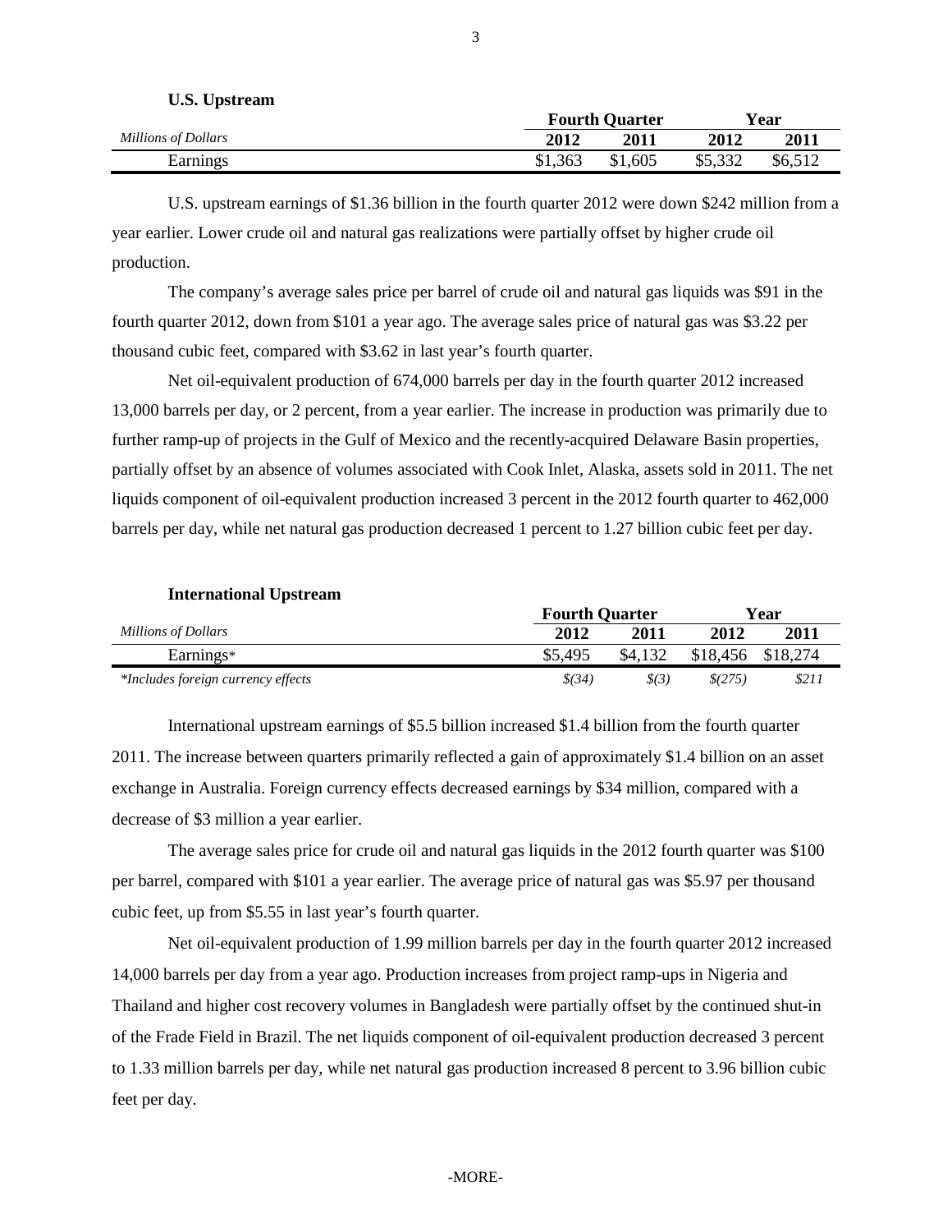**U.S. Upstream**

| *Millions of Dollars* | Fourth Quarter | | Year | |
|---|---|---|---|---|
| | **2012** | **2011** | **2012** | **2011** |
| Earnings | $1,363 | $1,605 | $5,332 | $6,512 |

U.S. upstream earnings of $1.36 billion in the fourth quarter 2012 were down $242 million from a year earlier. Lower crude oil and natural gas realizations were partially offset by higher crude oil production.

The company's average sales price per barrel of crude oil and natural gas liquids was $91 in the fourth quarter 2012, down from $101 a year ago. The average sales price of natural gas was $3.22 per thousand cubic feet, compared with $3.62 in last year's fourth quarter.

Net oil-equivalent production of 674,000 barrels per day in the fourth quarter 2012 increased 13,000 barrels per day, or 2 percent, from a year earlier. The increase in production was primarily due to further ramp-up of projects in the Gulf of Mexico and the recently-acquired Delaware Basin properties, partially offset by an absence of volumes associated with Cook Inlet, Alaska, assets sold in 2011. The net liquids component of oil-equivalent production increased 3 percent in the 2012 fourth quarter to 462,000 barrels per day, while net natural gas production decreased 1 percent to 1.27 billion cubic feet per day.

**International Upstream**

| *Millions of Dollars* | Fourth Quarter | | Year | |
|---|---|---|---|---|
| | **2012** | **2011** | **2012** | **2011** |
| Earnings* | $5,495 | $4,132 | $18,456 | $18,274 |
| *\*Includes foreign currency effects* | *$(34)* | *$(3)* | *$(275)* | *$211* |

International upstream earnings of $5.5 billion increased $1.4 billion from the fourth quarter 2011. The increase between quarters primarily reflected a gain of approximately $1.4 billion on an asset exchange in Australia. Foreign currency effects decreased earnings by $34 million, compared with a decrease of $3 million a year earlier.

The average sales price for crude oil and natural gas liquids in the 2012 fourth quarter was $100 per barrel, compared with $101 a year earlier. The average price of natural gas was $5.97 per thousand cubic feet, up from $5.55 in last year's fourth quarter.

Net oil-equivalent production of 1.99 million barrels per day in the fourth quarter 2012 increased 14,000 barrels per day from a year ago. Production increases from project ramp-ups in Nigeria and Thailand and higher cost recovery volumes in Bangladesh were partially offset by the continued shut-in of the Frade Field in Brazil. The net liquids component of oil-equivalent production decreased 3 percent to 1.33 million barrels per day, while net natural gas production increased 8 percent to 3.96 billion cubic feet per day.

-MORE-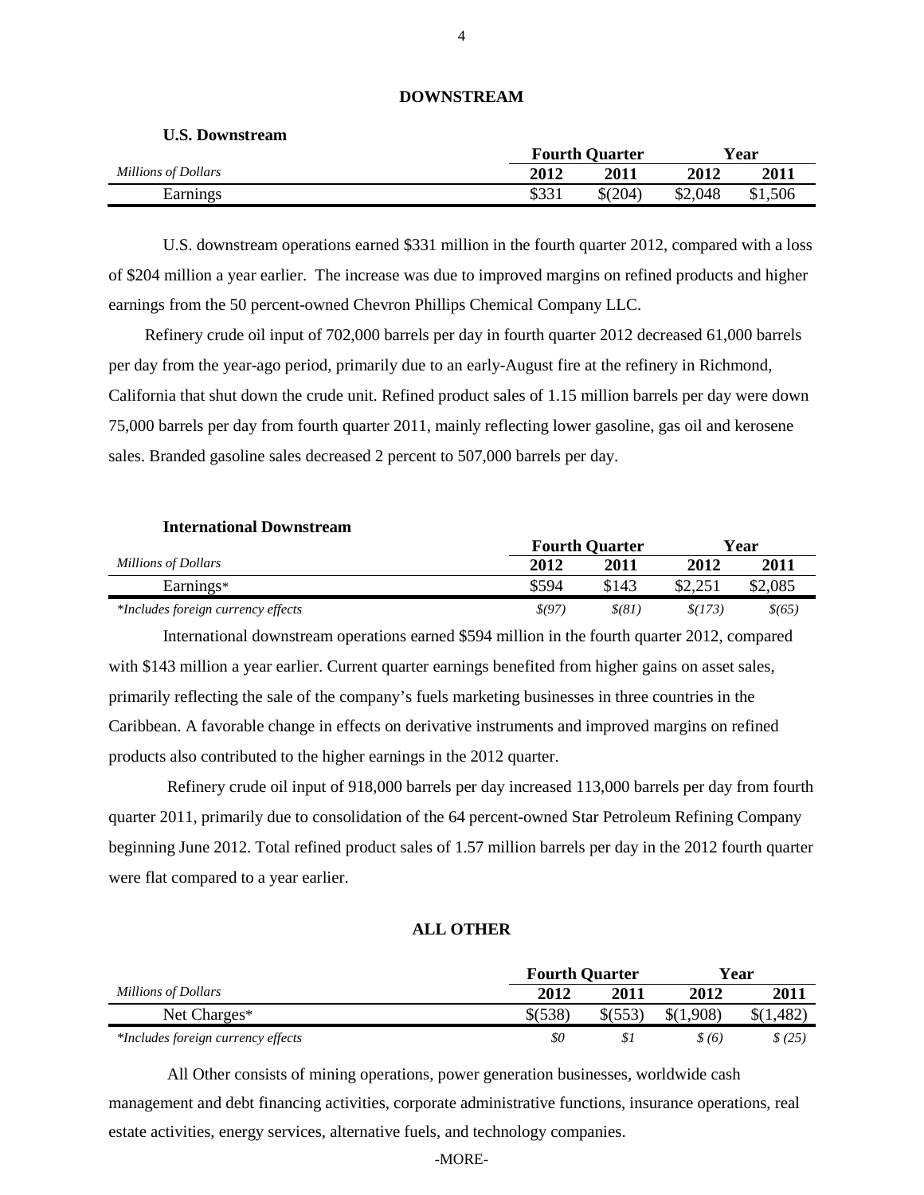## DOWNSTREAM

### U.S. Downstream

| *Millions of Dollars* | Fourth Quarter 2012 | Fourth Quarter 2011 | Year 2012 | Year 2011 |
|---|---|---|---|---|
| Earnings | $331 | $(204) | $2,048 | $1,506 |

U.S. downstream operations earned $331 million in the fourth quarter 2012, compared with a loss of $204 million a year earlier. The increase was due to improved margins on refined products and higher earnings from the 50 percent-owned Chevron Phillips Chemical Company LLC.

Refinery crude oil input of 702,000 barrels per day in fourth quarter 2012 decreased 61,000 barrels per day from the year-ago period, primarily due to an early-August fire at the refinery in Richmond, California that shut down the crude unit. Refined product sales of 1.15 million barrels per day were down 75,000 barrels per day from fourth quarter 2011, mainly reflecting lower gasoline, gas oil and kerosene sales. Branded gasoline sales decreased 2 percent to 507,000 barrels per day.

### International Downstream

| *Millions of Dollars* | Fourth Quarter 2012 | Fourth Quarter 2011 | Year 2012 | Year 2011 |
|---|---|---|---|---|
| Earnings* | $594 | $143 | $2,251 | $2,085 |
| *\*Includes foreign currency effects* | *$(97)* | *$(81)* | *$(173)* | *$(65)* |

International downstream operations earned $594 million in the fourth quarter 2012, compared with $143 million a year earlier. Current quarter earnings benefited from higher gains on asset sales, primarily reflecting the sale of the company's fuels marketing businesses in three countries in the Caribbean. A favorable change in effects on derivative instruments and improved margins on refined products also contributed to the higher earnings in the 2012 quarter.

Refinery crude oil input of 918,000 barrels per day increased 113,000 barrels per day from fourth quarter 2011, primarily due to consolidation of the 64 percent-owned Star Petroleum Refining Company beginning June 2012. Total refined product sales of 1.57 million barrels per day in the 2012 fourth quarter were flat compared to a year earlier.

## ALL OTHER

| *Millions of Dollars* | Fourth Quarter 2012 | Fourth Quarter 2011 | Year 2012 | Year 2011 |
|---|---|---|---|---|
| Net Charges* | $(538) | $(553) | $(1,908) | $(1,482) |
| *\*Includes foreign currency effects* | *$0* | *$1* | *$ (6)* | *$ (25)* |

All Other consists of mining operations, power generation businesses, worldwide cash management and debt financing activities, corporate administrative functions, insurance operations, real estate activities, energy services, alternative fuels, and technology companies.

-MORE-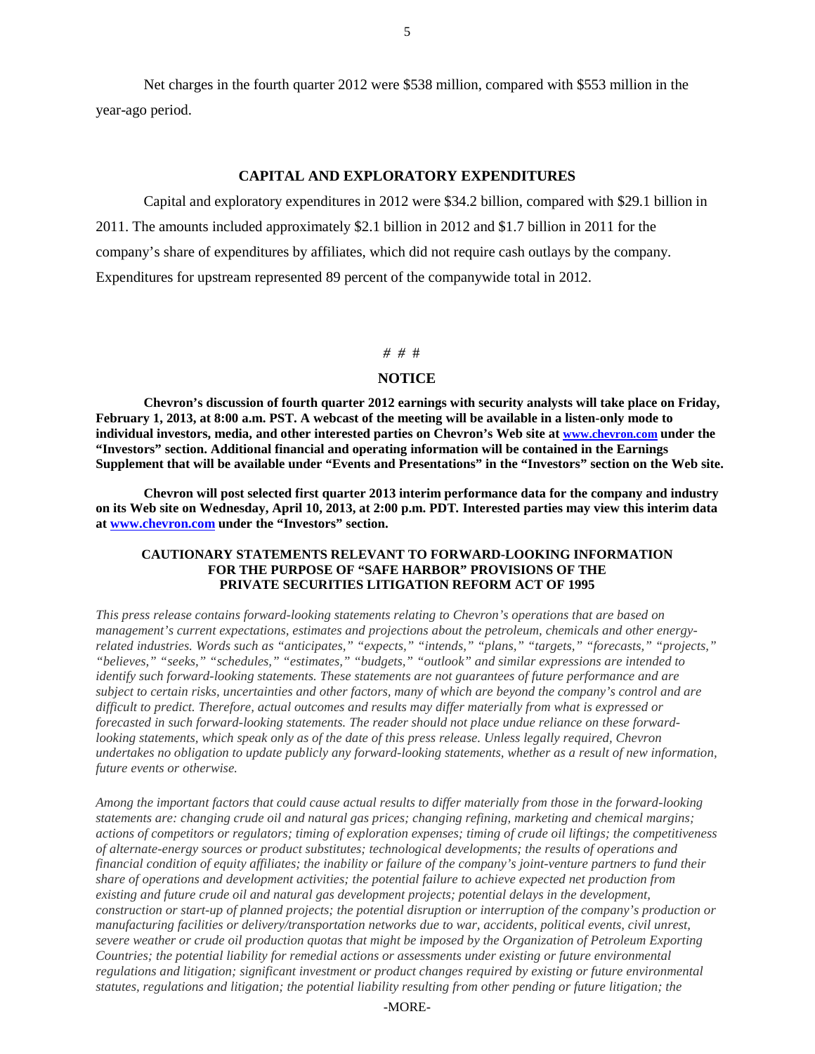Net charges in the fourth quarter 2012 were $538 million, compared with $553 million in the year-ago period.

## CAPITAL AND EXPLORATORY EXPENDITURES

Capital and exploratory expenditures in 2012 were $34.2 billion, compared with $29.1 billion in 2011. The amounts included approximately $2.1 billion in 2012 and $1.7 billion in 2011 for the company's share of expenditures by affiliates, which did not require cash outlays by the company. Expenditures for upstream represented 89 percent of the companywide total in 2012.

# # #

## NOTICE

**Chevron's discussion of fourth quarter 2012 earnings with security analysts will take place on Friday, February 1, 2013, at 8:00 a.m. PST. A webcast of the meeting will be available in a listen-only mode to individual investors, media, and other interested parties on Chevron's Web site at [www.chevron.com](http://www.chevron.com) under the "Investors" section. Additional financial and operating information will be contained in the Earnings Supplement that will be available under "Events and Presentations" in the "Investors" section on the Web site.**

**Chevron will post selected first quarter 2013 interim performance data for the company and industry on its Web site on Wednesday, April 10, 2013, at 2:00 p.m. PDT. Interested parties may view this interim data at [www.chevron.com](http://www.chevron.com) under the "Investors" section.**

### CAUTIONARY STATEMENTS RELEVANT TO FORWARD-LOOKING INFORMATION FOR THE PURPOSE OF "SAFE HARBOR" PROVISIONS OF THE PRIVATE SECURITIES LITIGATION REFORM ACT OF 1995

*This press release contains forward-looking statements relating to Chevron's operations that are based on management's current expectations, estimates and projections about the petroleum, chemicals and other energy-related industries. Words such as "anticipates," "expects," "intends," "plans," "targets," "forecasts," "projects," "believes," "seeks," "schedules," "estimates," "budgets," "outlook" and similar expressions are intended to identify such forward-looking statements. These statements are not guarantees of future performance and are subject to certain risks, uncertainties and other factors, many of which are beyond the company's control and are difficult to predict. Therefore, actual outcomes and results may differ materially from what is expressed or forecasted in such forward-looking statements. The reader should not place undue reliance on these forward-looking statements, which speak only as of the date of this press release. Unless legally required, Chevron undertakes no obligation to update publicly any forward-looking statements, whether as a result of new information, future events or otherwise.*

*Among the important factors that could cause actual results to differ materially from those in the forward-looking statements are: changing crude oil and natural gas prices; changing refining, marketing and chemical margins; actions of competitors or regulators; timing of exploration expenses; timing of crude oil liftings; the competitiveness of alternate-energy sources or product substitutes; technological developments; the results of operations and financial condition of equity affiliates; the inability or failure of the company's joint-venture partners to fund their share of operations and development activities; the potential failure to achieve expected net production from existing and future crude oil and natural gas development projects; potential delays in the development, construction or start-up of planned projects; the potential disruption or interruption of the company's production or manufacturing facilities or delivery/transportation networks due to war, accidents, political events, civil unrest, severe weather or crude oil production quotas that might be imposed by the Organization of Petroleum Exporting Countries; the potential liability for remedial actions or assessments under existing or future environmental regulations and litigation; significant investment or product changes required by existing or future environmental statutes, regulations and litigation; the potential liability resulting from other pending or future litigation; the*

-MORE-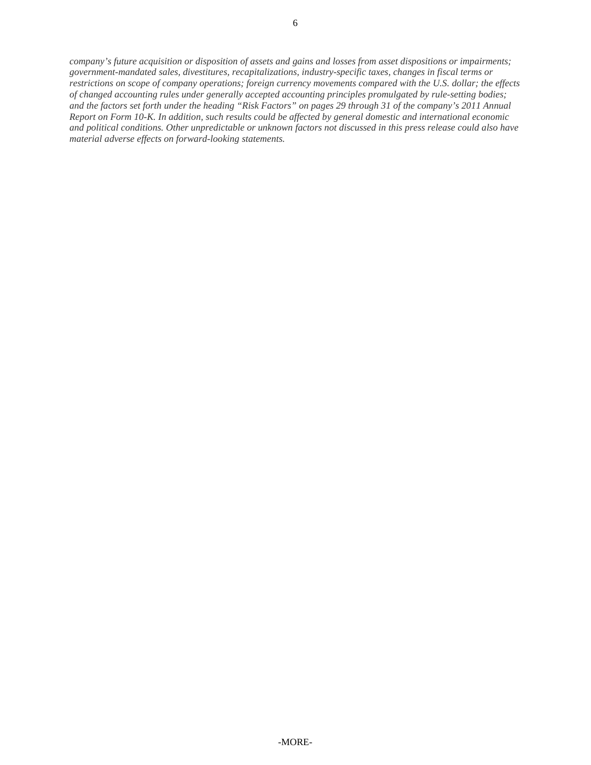*company's future acquisition or disposition of assets and gains and losses from asset dispositions or impairments; government-mandated sales, divestitures, recapitalizations, industry-specific taxes, changes in fiscal terms or restrictions on scope of company operations; foreign currency movements compared with the U.S. dollar; the effects of changed accounting rules under generally accepted accounting principles promulgated by rule-setting bodies; and the factors set forth under the heading "Risk Factors" on pages 29 through 31 of the company's 2011 Annual Report on Form 10-K. In addition, such results could be affected by general domestic and international economic and political conditions. Other unpredictable or unknown factors not discussed in this press release could also have material adverse effects on forward-looking statements.*

-MORE-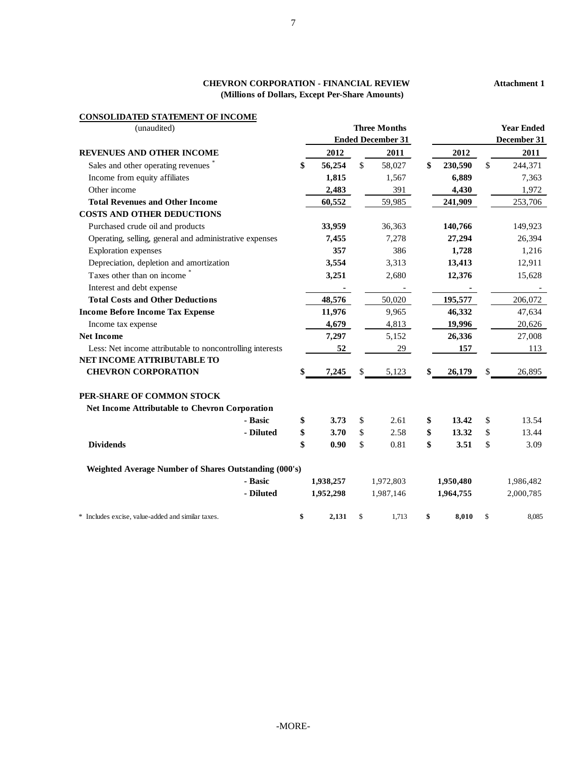**CHEVRON CORPORATION - FINANCIAL REVIEW**
**(Millions of Dollars, Except Per-Share Amounts)**

**Attachment 1**

**CONSOLIDATED STATEMENT OF INCOME**

| (unaudited) | Three Months Ended December 31 | | Year Ended December 31 | |
|---|---|---|---|---|
| **REVENUES AND OTHER INCOME** | **2012** | **2011** | **2012** | **2011** |
| Sales and other operating revenues * | **$ 56,254** | $ 58,027 | **$ 230,590** | $ 244,371 |
| Income from equity affiliates | **1,815** | 1,567 | **6,889** | 7,363 |
| Other income | **2,483** | 391 | **4,430** | 1,972 |
| **Total Revenues and Other Income** | **60,552** | 59,985 | **241,909** | 253,706 |
| **COSTS AND OTHER DEDUCTIONS** | | | | |
| Purchased crude oil and products | **33,959** | 36,363 | **140,766** | 149,923 |
| Operating, selling, general and administrative expenses | **7,455** | 7,278 | **27,294** | 26,394 |
| Exploration expenses | **357** | 386 | **1,728** | 1,216 |
| Depreciation, depletion and amortization | **3,554** | 3,313 | **13,413** | 12,911 |
| Taxes other than on income * | **3,251** | 2,680 | **12,376** | 15,628 |
| Interest and debt expense | **-** | - | **-** | - |
| **Total Costs and Other Deductions** | **48,576** | 50,020 | **195,577** | 206,072 |
| **Income Before Income Tax Expense** | **11,976** | 9,965 | **46,332** | 47,634 |
| Income tax expense | **4,679** | 4,813 | **19,996** | 20,626 |
| **Net Income** | **7,297** | 5,152 | **26,336** | 27,008 |
| Less: Net income attributable to noncontrolling interests | **52** | 29 | **157** | 113 |
| **NET INCOME ATTRIBUTABLE TO CHEVRON CORPORATION** | **$ 7,245** | $ 5,123 | **$ 26,179** | $ 26,895 |
| | | | | |
| **PER-SHARE OF COMMON STOCK** | | | | |
| **Net Income Attributable to Chevron Corporation** | | | | |
| **- Basic** | **$ 3.73** | $ 2.61 | **$ 13.42** | $ 13.54 |
| **- Diluted** | **$ 3.70** | $ 2.58 | **$ 13.32** | $ 13.44 |
| **Dividends** | **$ 0.90** | $ 0.81 | **$ 3.51** | $ 3.09 |
| | | | | |
| **Weighted Average Number of Shares Outstanding (000's)** | | | | |
| **- Basic** | **1,938,257** | 1,972,803 | **1,950,480** | 1,986,482 |
| **- Diluted** | **1,952,298** | 1,987,146 | **1,964,755** | 2,000,785 |
| | | | | |
| * Includes excise, value-added and similar taxes. | **$ 2,131** | $ 1,713 | **$ 8,010** | $ 8,085 |

-MORE-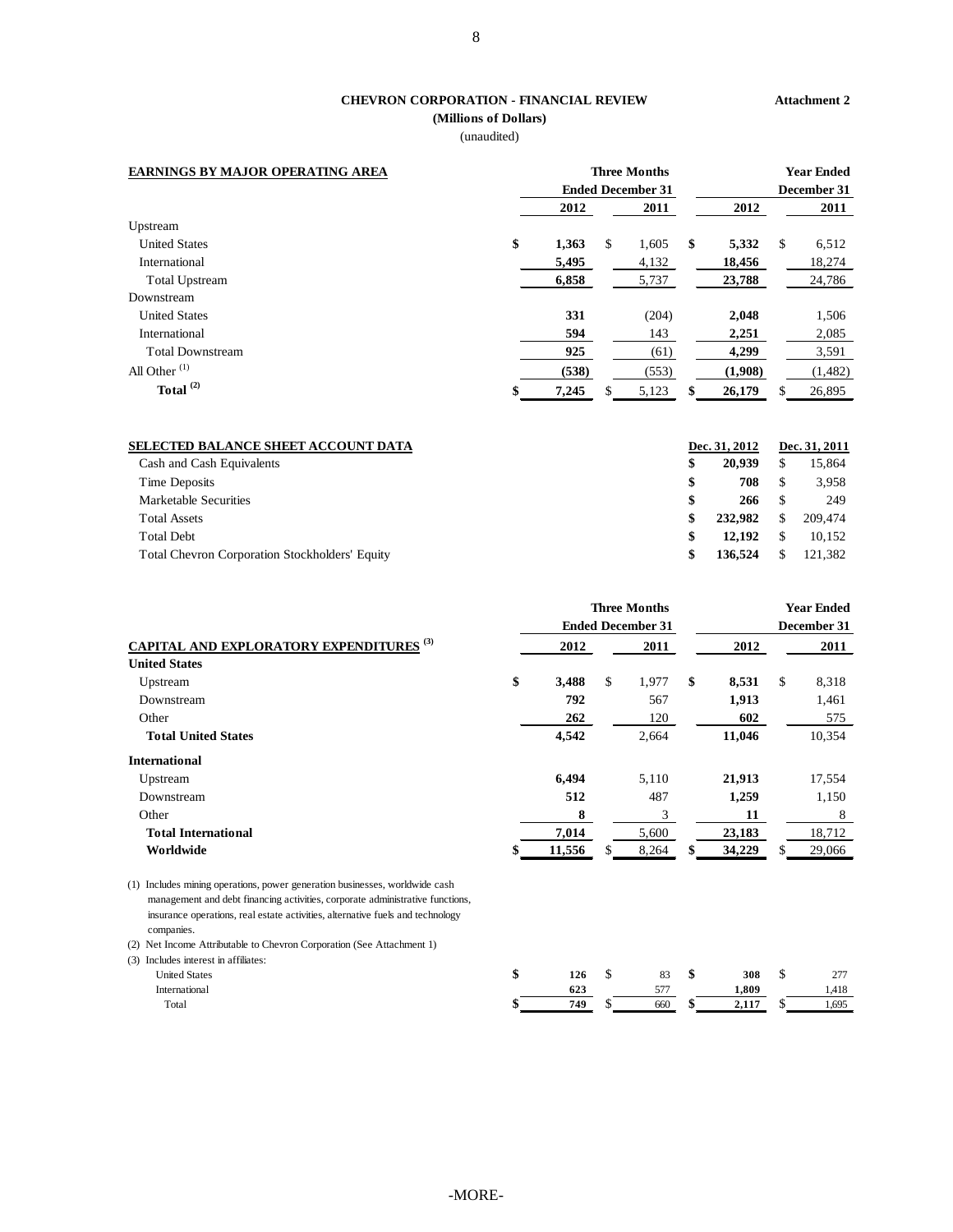**CHEVRON CORPORATION - FINANCIAL REVIEW** **Attachment 2**

**(Millions of Dollars)**

(unaudited)

| **EARNINGS BY MAJOR OPERATING AREA** | **Three Months Ended December 31** | | **Year Ended December 31** | |
|---|---|---|---|---|
| | **2012** | **2011** | **2012** | **2011** |
| Upstream | | | | |
| United States | **$ 1,363** | $ 1,605 | **$ 5,332** | $ 6,512 |
| International | **5,495** | 4,132 | **18,456** | 18,274 |
| Total Upstream | **6,858** | 5,737 | **23,788** | 24,786 |
| Downstream | | | | |
| United States | **331** | (204) | **2,048** | 1,506 |
| International | **594** | 143 | **2,251** | 2,085 |
| Total Downstream | **925** | (61) | **4,299** | 3,591 |
| All Other [(1)] | **(538)** | (553) | **(1,908)** | (1,482) |
| **Total [(2)]** | **$ 7,245** | $ 5,123 | **$ 26,179** | $ 26,895 |

| **SELECTED BALANCE SHEET ACCOUNT DATA** | **Dec. 31, 2012** | **Dec. 31, 2011** |
|---|---|---|
| Cash and Cash Equivalents | **$ 20,939** | $ 15,864 |
| Time Deposits | **$ 708** | $ 3,958 |
| Marketable Securities | **$ 266** | $ 249 |
| Total Assets | **$ 232,982** | $ 209,474 |
| Total Debt | **$ 12,192** | $ 10,152 |
| Total Chevron Corporation Stockholders' Equity | **$ 136,524** | $ 121,382 |

| **CAPITAL AND EXPLORATORY EXPENDITURES [(3)]** | **Three Months Ended December 31** | | **Year Ended December 31** | |
|---|---|---|---|---|
| | **2012** | **2011** | **2012** | **2011** |
| **United States** | | | | |
| Upstream | **$ 3,488** | $ 1,977 | **$ 8,531** | $ 8,318 |
| Downstream | **792** | 567 | **1,913** | 1,461 |
| Other | **262** | 120 | **602** | 575 |
| **Total United States** | **4,542** | 2,664 | **11,046** | 10,354 |
| **International** | | | | |
| Upstream | **6,494** | 5,110 | **21,913** | 17,554 |
| Downstream | **512** | 487 | **1,259** | 1,150 |
| Other | **8** | 3 | **11** | 8 |
| **Total International** | **7,014** | 5,600 | **23,183** | 18,712 |
| **Worldwide** | **$ 11,556** | $ 8,264 | **$ 34,229** | $ 29,066 |

(1) Includes mining operations, power generation businesses, worldwide cash management and debt financing activities, corporate administrative functions, insurance operations, real estate activities, alternative fuels and technology companies.

(2) Net Income Attributable to Chevron Corporation (See Attachment 1)

(3) Includes interest in affiliates:

| | | | | |
|---|---|---|---|---|
| United States | **$ 126** | $ 83 | **$ 308** | $ 277 |
| International | **623** | 577 | **1,809** | 1,418 |
| Total | **$ 749** | $ 660 | **$ 2,117** | $ 1,695 |

-MORE-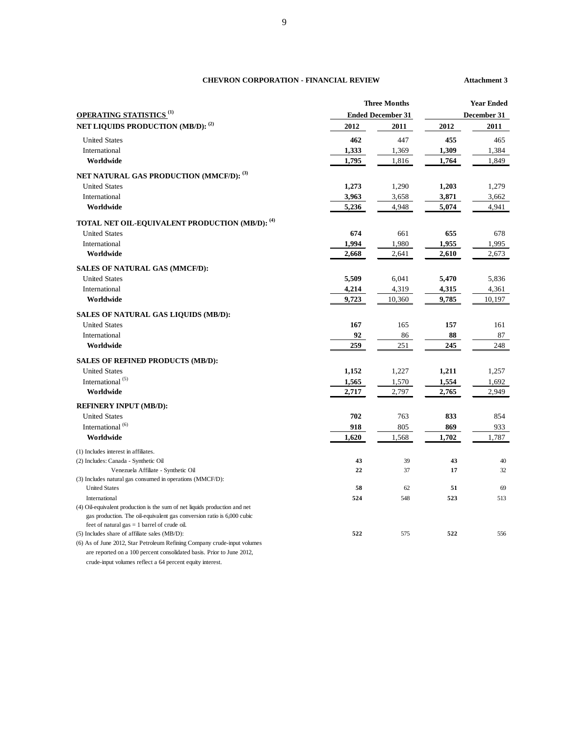**CHEVRON CORPORATION - FINANCIAL REVIEW** **Attachment 3**

| OPERATING STATISTICS [1] | Three Months Ended December 31 | | Year Ended December 31 | |
|---|---|---|---|---|
| **NET LIQUIDS PRODUCTION (MB/D): [2]** | **2012** | **2011** | **2012** | **2011** |
| United States | **462** | 447 | **455** | 465 |
| International | **1,333** | 1,369 | **1,309** | 1,384 |
| **Worldwide** | **1,795** | 1,816 | **1,764** | 1,849 |
| **NET NATURAL GAS PRODUCTION (MMCF/D): [3]** | | | | |
| United States | **1,273** | 1,290 | **1,203** | 1,279 |
| International | **3,963** | 3,658 | **3,871** | 3,662 |
| **Worldwide** | **5,236** | 4,948 | **5,074** | 4,941 |
| **TOTAL NET OIL-EQUIVALENT PRODUCTION (MB/D): [4]** | | | | |
| United States | **674** | 661 | **655** | 678 |
| International | **1,994** | 1,980 | **1,955** | 1,995 |
| **Worldwide** | **2,668** | 2,641 | **2,610** | 2,673 |
| **SALES OF NATURAL GAS (MMCF/D):** | | | | |
| United States | **5,509** | 6,041 | **5,470** | 5,836 |
| International | **4,214** | 4,319 | **4,315** | 4,361 |
| **Worldwide** | **9,723** | 10,360 | **9,785** | 10,197 |
| **SALES OF NATURAL GAS LIQUIDS (MB/D):** | | | | |
| United States | **167** | 165 | **157** | 161 |
| International | **92** | 86 | **88** | 87 |
| **Worldwide** | **259** | 251 | **245** | 248 |
| **SALES OF REFINED PRODUCTS (MB/D):** | | | | |
| United States | **1,152** | 1,227 | **1,211** | 1,257 |
| International [5] | **1,565** | 1,570 | **1,554** | 1,692 |
| **Worldwide** | **2,717** | 2,797 | **2,765** | 2,949 |
| **REFINERY INPUT (MB/D):** | | | | |
| United States | **702** | 763 | **833** | 854 |
| International [6] | **918** | 805 | **869** | 933 |
| **Worldwide** | **1,620** | 1,568 | **1,702** | 1,787 |

| | | | | |
|---|---|---|---|---|
| (1) Includes interest in affiliates. | | | | |
| (2) Includes: Canada - Synthetic Oil | **43** | 39 | **43** | 40 |
| Venezuela Affiliate - Synthetic Oil | **22** | 37 | **17** | 32 |
| (3) Includes natural gas consumed in operations (MMCF/D): | | | | |
| United States | **58** | 62 | **51** | 69 |
| International | **524** | 548 | **523** | 513 |
| (4) Oil-equivalent production is the sum of net liquids production and net gas production. The oil-equivalent gas conversion ratio is 6,000 cubic feet of natural gas = 1 barrel of crude oil. | | | | |
| (5) Includes share of affiliate sales (MB/D): | **522** | 575 | **522** | 556 |
| (6) As of June 2012, Star Petroleum Refining Company crude-input volumes are reported on a 100 percent consolidated basis. Prior to June 2012, crude-input volumes reflect a 64 percent equity interest. | | | | |